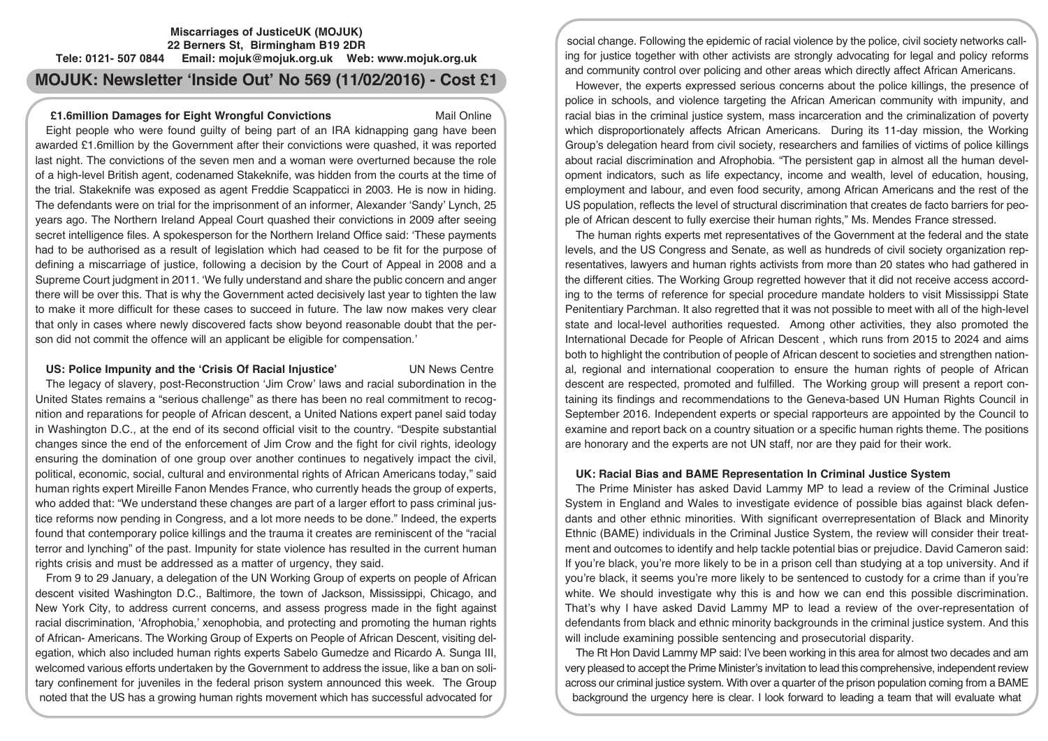**Miscarriages of JusticeUK (MOJUK)**
**22 Berners St, Birmingham B19 2DR**
**Tele: 0121- 507 0844 Email: mojuk@mojuk.org.uk Web: www.mojuk.org.uk**

# MOJUK: Newsletter 'Inside Out' No 569 (11/02/2016) - Cost £1

## £1.6million Damages for Eight Wrongful Convictions

Mail Online

Eight people who were found guilty of being part of an IRA kidnapping gang have been awarded £1.6million by the Government after their convictions were quashed, it was reported last night. The convictions of the seven men and a woman were overturned because the role of a high-level British agent, codenamed Stakeknife, was hidden from the courts at the time of the trial. Stakeknife was exposed as agent Freddie Scappaticci in 2003. He is now in hiding. The defendants were on trial for the imprisonment of an informer, Alexander 'Sandy' Lynch, 25 years ago. The Northern Ireland Appeal Court quashed their convictions in 2009 after seeing secret intelligence files. A spokesperson for the Northern Ireland Office said: 'These payments had to be authorised as a result of legislation which had ceased to be fit for the purpose of defining a miscarriage of justice, following a decision by the Court of Appeal in 2008 and a Supreme Court judgment in 2011. 'We fully understand and share the public concern and anger there will be over this. That is why the Government acted decisively last year to tighten the law to make it more difficult for these cases to succeed in future. The law now makes very clear that only in cases where newly discovered facts show beyond reasonable doubt that the person did not commit the offence will an applicant be eligible for compensation.'

## US: Police Impunity and the 'Crisis Of Racial Injustice'

UN News Centre

The legacy of slavery, post-Reconstruction 'Jim Crow' laws and racial subordination in the United States remains a "serious challenge" as there has been no real commitment to recognition and reparations for people of African descent, a United Nations expert panel said today in Washington D.C., at the end of its second official visit to the country. "Despite substantial changes since the end of the enforcement of Jim Crow and the fight for civil rights, ideology ensuring the domination of one group over another continues to negatively impact the civil, political, economic, social, cultural and environmental rights of African Americans today," said human rights expert Mireille Fanon Mendes France, who currently heads the group of experts, who added that: "We understand these changes are part of a larger effort to pass criminal justice reforms now pending in Congress, and a lot more needs to be done." Indeed, the experts found that contemporary police killings and the trauma it creates are reminiscent of the "racial terror and lynching" of the past. Impunity for state violence has resulted in the current human rights crisis and must be addressed as a matter of urgency, they said.

From 9 to 29 January, a delegation of the UN Working Group of experts on people of African descent visited Washington D.C., Baltimore, the town of Jackson, Mississippi, Chicago, and New York City, to address current concerns, and assess progress made in the fight against racial discrimination, 'Afrophobia,' xenophobia, and protecting and promoting the human rights of African- Americans. The Working Group of Experts on People of African Descent, visiting delegation, which also included human rights experts Sabelo Gumedze and Ricardo A. Sunga III, welcomed various efforts undertaken by the Government to address the issue, like a ban on solitary confinement for juveniles in the federal prison system announced this week. The Group noted that the US has a growing human rights movement which has successful advocated for social change. Following the epidemic of racial violence by the police, civil society networks calling for justice together with other activists are strongly advocating for legal and policy reforms and community control over policing and other areas which directly affect African Americans.

However, the experts expressed serious concerns about the police killings, the presence of police in schools, and violence targeting the African American community with impunity, and racial bias in the criminal justice system, mass incarceration and the criminalization of poverty which disproportionately affects African Americans. During its 11-day mission, the Working Group's delegation heard from civil society, researchers and families of victims of police killings about racial discrimination and Afrophobia. "The persistent gap in almost all the human development indicators, such as life expectancy, income and wealth, level of education, housing, employment and labour, and even food security, among African Americans and the rest of the US population, reflects the level of structural discrimination that creates de facto barriers for people of African descent to fully exercise their human rights," Ms. Mendes France stressed.

The human rights experts met representatives of the Government at the federal and the state levels, and the US Congress and Senate, as well as hundreds of civil society organization representatives, lawyers and human rights activists from more than 20 states who had gathered in the different cities. The Working Group regretted however that it did not receive access according to the terms of reference for special procedure mandate holders to visit Mississippi State Penitentiary Parchman. It also regretted that it was not possible to meet with all of the high-level state and local-level authorities requested. Among other activities, they also promoted the International Decade for People of African Descent , which runs from 2015 to 2024 and aims both to highlight the contribution of people of African descent to societies and strengthen national, regional and international cooperation to ensure the human rights of people of African descent are respected, promoted and fulfilled. The Working group will present a report containing its findings and recommendations to the Geneva-based UN Human Rights Council in September 2016. Independent experts or special rapporteurs are appointed by the Council to examine and report back on a country situation or a specific human rights theme. The positions are honorary and the experts are not UN staff, nor are they paid for their work.

## UK: Racial Bias and BAME Representation In Criminal Justice System

The Prime Minister has asked David Lammy MP to lead a review of the Criminal Justice System in England and Wales to investigate evidence of possible bias against black defendants and other ethnic minorities. With significant overrepresentation of Black and Minority Ethnic (BAME) individuals in the Criminal Justice System, the review will consider their treatment and outcomes to identify and help tackle potential bias or prejudice. David Cameron said: If you're black, you're more likely to be in a prison cell than studying at a top university. And if you're black, it seems you're more likely to be sentenced to custody for a crime than if you're white. We should investigate why this is and how we can end this possible discrimination. That's why I have asked David Lammy MP to lead a review of the over-representation of defendants from black and ethnic minority backgrounds in the criminal justice system. And this will include examining possible sentencing and prosecutorial disparity.

The Rt Hon David Lammy MP said: I've been working in this area for almost two decades and am very pleased to accept the Prime Minister's invitation to lead this comprehensive, independent review across our criminal justice system. With over a quarter of the prison population coming from a BAME background the urgency here is clear. I look forward to leading a team that will evaluate what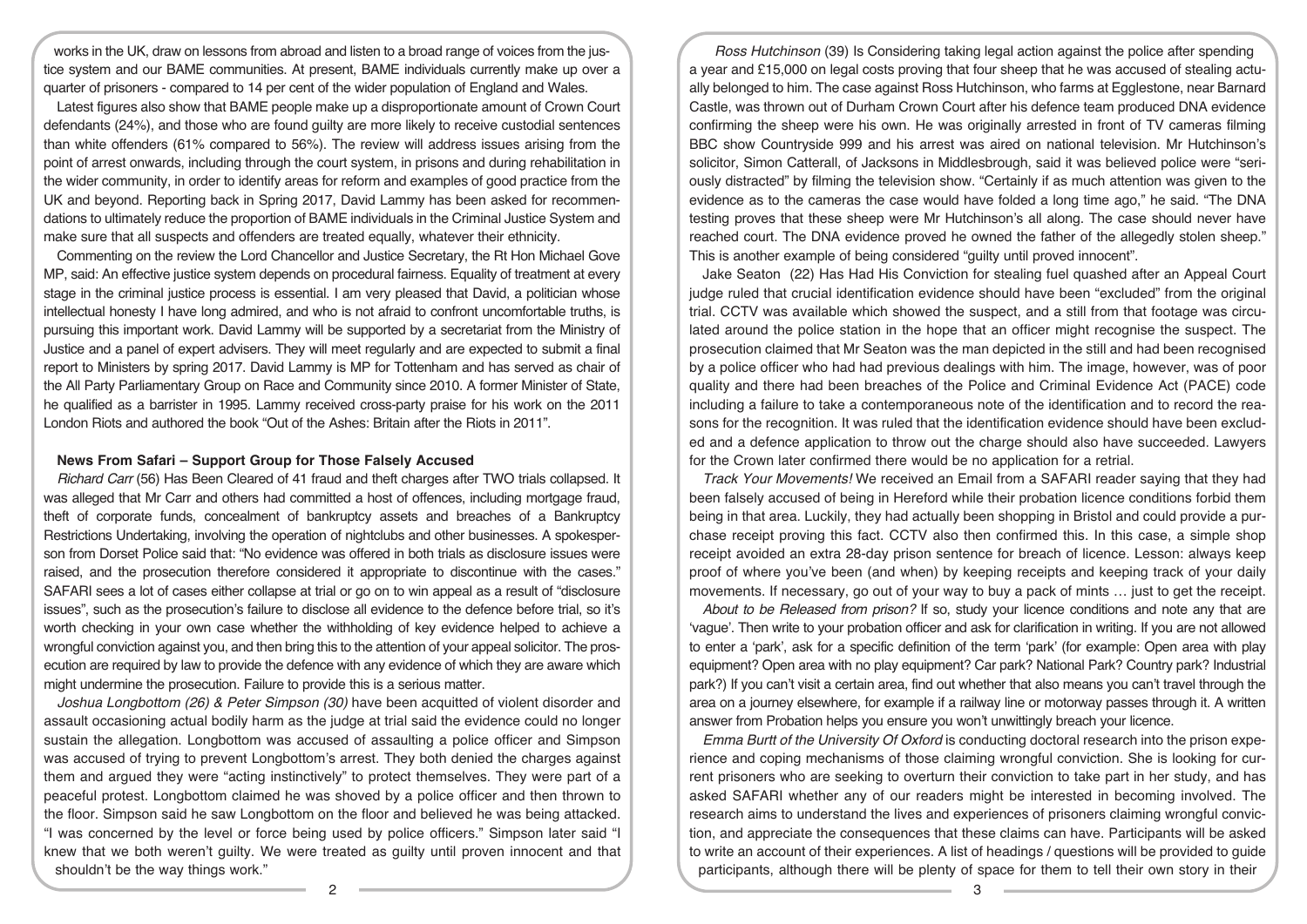works in the UK, draw on lessons from abroad and listen to a broad range of voices from the justice system and our BAME communities. At present, BAME individuals currently make up over a quarter of prisoners - compared to 14 per cent of the wider population of England and Wales.

Latest figures also show that BAME people make up a disproportionate amount of Crown Court defendants (24%), and those who are found guilty are more likely to receive custodial sentences than white offenders (61% compared to 56%). The review will address issues arising from the point of arrest onwards, including through the court system, in prisons and during rehabilitation in the wider community, in order to identify areas for reform and examples of good practice from the UK and beyond. Reporting back in Spring 2017, David Lammy has been asked for recommendations to ultimately reduce the proportion of BAME individuals in the Criminal Justice System and make sure that all suspects and offenders are treated equally, whatever their ethnicity.

Commenting on the review the Lord Chancellor and Justice Secretary, the Rt Hon Michael Gove MP, said: An effective justice system depends on procedural fairness. Equality of treatment at every stage in the criminal justice process is essential. I am very pleased that David, a politician whose intellectual honesty I have long admired, and who is not afraid to confront uncomfortable truths, is pursuing this important work. David Lammy will be supported by a secretariat from the Ministry of Justice and a panel of expert advisers. They will meet regularly and are expected to submit a final report to Ministers by spring 2017. David Lammy is MP for Tottenham and has served as chair of the All Party Parliamentary Group on Race and Community since 2010. A former Minister of State, he qualified as a barrister in 1995. Lammy received cross-party praise for his work on the 2011 London Riots and authored the book "Out of the Ashes: Britain after the Riots in 2011".

**News From Safari – Support Group for Those Falsely Accused**

*Richard Carr* (56) Has Been Cleared of 41 fraud and theft charges after TWO trials collapsed. It was alleged that Mr Carr and others had committed a host of offences, including mortgage fraud, theft of corporate funds, concealment of bankruptcy assets and breaches of a Bankruptcy Restrictions Undertaking, involving the operation of nightclubs and other businesses. A spokesperson from Dorset Police said that: "No evidence was offered in both trials as disclosure issues were raised, and the prosecution therefore considered it appropriate to discontinue with the cases." SAFARI sees a lot of cases either collapse at trial or go on to win appeal as a result of "disclosure issues", such as the prosecution's failure to disclose all evidence to the defence before trial, so it's worth checking in your own case whether the withholding of key evidence helped to achieve a wrongful conviction against you, and then bring this to the attention of your appeal solicitor. The prosecution are required by law to provide the defence with any evidence of which they are aware which might undermine the prosecution. Failure to provide this is a serious matter.

*Joshua Longbottom (26) & Peter Simpson (30)* have been acquitted of violent disorder and assault occasioning actual bodily harm as the judge at trial said the evidence could no longer sustain the allegation. Longbottom was accused of assaulting a police officer and Simpson was accused of trying to prevent Longbottom's arrest. They both denied the charges against them and argued they were "acting instinctively" to protect themselves. They were part of a peaceful protest. Longbottom claimed he was shoved by a police officer and then thrown to the floor. Simpson said he saw Longbottom on the floor and believed he was being attacked. "I was concerned by the level or force being used by police officers." Simpson later said "I knew that we both weren't guilty. We were treated as guilty until proven innocent and that shouldn't be the way things work."

*Ross Hutchinson* (39) Is Considering taking legal action against the police after spending a year and £15,000 on legal costs proving that four sheep that he was accused of stealing actually belonged to him. The case against Ross Hutchinson, who farms at Egglestone, near Barnard Castle, was thrown out of Durham Crown Court after his defence team produced DNA evidence confirming the sheep were his own. He was originally arrested in front of TV cameras filming BBC show Countryside 999 and his arrest was aired on national television. Mr Hutchinson's solicitor, Simon Catterall, of Jacksons in Middlesbrough, said it was believed police were "seriously distracted" by filming the television show. "Certainly if as much attention was given to the evidence as to the cameras the case would have folded a long time ago," he said. "The DNA testing proves that these sheep were Mr Hutchinson's all along. The case should never have reached court. The DNA evidence proved he owned the father of the allegedly stolen sheep." This is another example of being considered "guilty until proved innocent".

*Jake Seaton* (22) Has Had His Conviction for stealing fuel quashed after an Appeal Court judge ruled that crucial identification evidence should have been "excluded" from the original trial. CCTV was available which showed the suspect, and a still from that footage was circulated around the police station in the hope that an officer might recognise the suspect. The prosecution claimed that Mr Seaton was the man depicted in the still and had been recognised by a police officer who had had previous dealings with him. The image, however, was of poor quality and there had been breaches of the Police and Criminal Evidence Act (PACE) code including a failure to take a contemporaneous note of the identification and to record the reasons for the recognition. It was ruled that the identification evidence should have been excluded and a defence application to throw out the charge should also have succeeded. Lawyers for the Crown later confirmed there would be no application for a retrial.

*Track Your Movements!* We received an Email from a SAFARI reader saying that they had been falsely accused of being in Hereford while their probation licence conditions forbid them being in that area. Luckily, they had actually been shopping in Bristol and could provide a purchase receipt proving this fact. CCTV also then confirmed this. In this case, a simple shop receipt avoided an extra 28-day prison sentence for breach of licence. Lesson: always keep proof of where you've been (and when) by keeping receipts and keeping track of your daily movements. If necessary, go out of your way to buy a pack of mints … just to get the receipt.

*About to be Released from prison?* If so, study your licence conditions and note any that are 'vague'. Then write to your probation officer and ask for clarification in writing. If you are not allowed to enter a 'park', ask for a specific definition of the term 'park' (for example: Open area with play equipment? Open area with no play equipment? Car park? National Park? Country park? Industrial park?) If you can't visit a certain area, find out whether that also means you can't travel through the area on a journey elsewhere, for example if a railway line or motorway passes through it. A written answer from Probation helps you ensure you won't unwittingly breach your licence.

*Emma Burtt of the University Of Oxford* is conducting doctoral research into the prison experience and coping mechanisms of those claiming wrongful conviction. She is looking for current prisoners who are seeking to overturn their conviction to take part in her study, and has asked SAFARI whether any of our readers might be interested in becoming involved. The research aims to understand the lives and experiences of prisoners claiming wrongful conviction, and appreciate the consequences that these claims can have. Participants will be asked to write an account of their experiences. A list of headings / questions will be provided to guide participants, although there will be plenty of space for them to tell their own story in their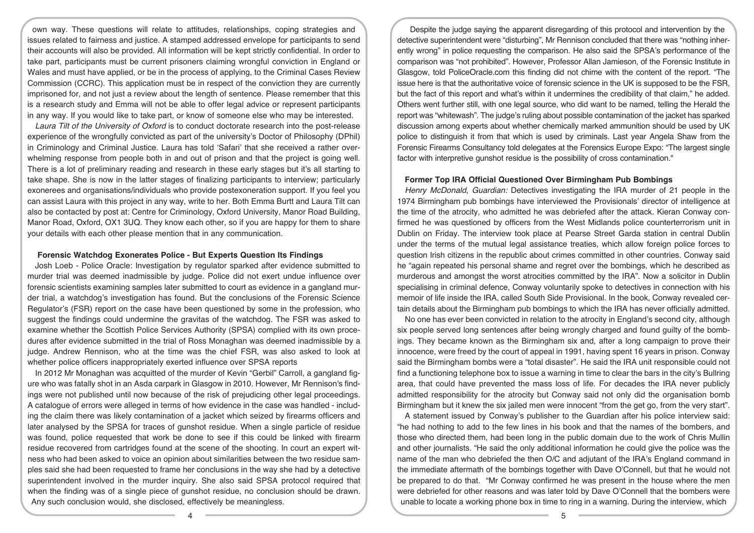own way. These questions will relate to attitudes, relationships, coping strategies and issues related to fairness and justice. A stamped addressed envelope for participants to send their accounts will also be provided. All information will be kept strictly confidential. In order to take part, participants must be current prisoners claiming wrongful conviction in England or Wales and must have applied, or be in the process of applying, to the Criminal Cases Review Commission (CCRC). This application must be in respect of the conviction they are currently imprisoned for, and not just a review about the length of sentence. Please remember that this is a research study and Emma will not be able to offer legal advice or represent participants in any way. If you would like to take part, or know of someone else who may be interested.

*Laura Tilt of the University of Oxford* is to conduct doctorate research into the post-release experience of the wrongfully convicted as part of the university's Doctor of Philosophy (DPhil) in Criminology and Criminal Justice. Laura has told 'Safari' that she received a rather overwhelming response from people both in and out of prison and that the project is going well. There is a lot of preliminary reading and research in these early stages but it's all starting to take shape. She is now in the latter stages of finalizing participants to interview; particularly exonerees and organisations/individuals who provide postexoneration support. If you feel you can assist Laura with this project in any way, write to her. Both Emma Burtt and Laura Tilt can also be contacted by post at: Centre for Criminology, Oxford University, Manor Road Building, Manor Road, Oxford, OX1 3UQ. They know each other, so if you are happy for them to share your details with each other please mention that in any communication.

### Forensic Watchdog Exonerates Police - But Experts Question Its Findings

Josh Loeb - Police Oracle: Investigation by regulator sparked after evidence submitted to murder trial was deemed inadmissible by judge. Police did not exert undue influence over forensic scientists examining samples later submitted to court as evidence in a gangland murder trial, a watchdog's investigation has found. But the conclusions of the Forensic Science Regulator's (FSR) report on the case have been questioned by some in the profession, who suggest the findings could undermine the gravitas of the watchdog. The FSR was asked to examine whether the Scottish Police Services Authority (SPSA) complied with its own procedures after evidence submitted in the trial of Ross Monaghan was deemed inadmissible by a judge. Andrew Rennison, who at the time was the chief FSR, was also asked to look at whether police officers inappropriately exerted influence over SPSA reports

In 2012 Mr Monaghan was acquitted of the murder of Kevin "Gerbil" Carroll, a gangland figure who was fatally shot in an Asda carpark in Glasgow in 2010. However, Mr Rennison's findings were not published until now because of the risk of prejudicing other legal proceedings. A catalogue of errors were alleged in terms of how evidence in the case was handled - including the claim there was likely contamination of a jacket which seized by firearms officers and later analysed by the SPSA for traces of gunshot residue. When a single particle of residue was found, police requested that work be done to see if this could be linked with firearm residue recovered from cartridges found at the scene of the shooting. In court an expert witness who had been asked to voice an opinion about similarities between the two residue samples said she had been requested to frame her conclusions in the way she had by a detective superintendent involved in the murder inquiry. She also said SPSA protocol required that when the finding was of a single piece of gunshot residue, no conclusion should be drawn. Any such conclusion would, she disclosed, effectively be meaningless.

Despite the judge saying the apparent disregarding of this protocol and intervention by the detective superintendent were "disturbing", Mr Rennison concluded that there was "nothing inherently wrong" in police requesting the comparison. He also said the SPSA's performance of the comparison was "not prohibited". However, Professor Allan Jamieson, of the Forensic Institute in Glasgow, told PoliceOracle.com this finding did not chime with the content of the report. "The issue here is that the authoritative voice of forensic science in the UK is supposed to be the FSR, but the fact of this report and what's within it undermines the credibility of that claim," he added. Others went further still, with one legal source, who did want to be named, telling the Herald the report was "whitewash". The judge's ruling about possible contamination of the jacket has sparked discussion among experts about whether chemically marked ammunition should be used by UK police to distinguish it from that which is used by criminals. Last year Angela Shaw from the Forensic Firearms Consultancy told delegates at the Forensics Europe Expo: "The largest single factor with interpretive gunshot residue is the possibility of cross contamination."

### Former Top IRA Official Questioned Over Birmingham Pub Bombings

*Henry McDonald, Guardian:* Detectives investigating the IRA murder of 21 people in the 1974 Birmingham pub bombings have interviewed the Provisionals' director of intelligence at the time of the atrocity, who admitted he was debriefed after the attack. Kieran Conway confirmed he was questioned by officers from the West Midlands police counterterrorism unit in Dublin on Friday. The interview took place at Pearse Street Garda station in central Dublin under the terms of the mutual legal assistance treaties, which allow foreign police forces to question Irish citizens in the republic about crimes committed in other countries. Conway said he "again repeated his personal shame and regret over the bombings, which he described as murderous and amongst the worst atrocities committed by the IRA". Now a solicitor in Dublin specialising in criminal defence, Conway voluntarily spoke to detectives in connection with his memoir of life inside the IRA, called South Side Provisional. In the book, Conway revealed certain details about the Birmingham pub bombings to which the IRA has never officially admitted.

No one has ever been convicted in relation to the atrocity in England's second city, although six people served long sentences after being wrongly charged and found guilty of the bombings. They became known as the Birmingham six and, after a long campaign to prove their innocence, were freed by the court of appeal in 1991, having spent 16 years in prison. Conway said the Birmingham bombs were a "total disaster". He said the IRA unit responsible could not find a functioning telephone box to issue a warning in time to clear the bars in the city's Bullring area, that could have prevented the mass loss of life. For decades the IRA never publicly admitted responsibility for the atrocity but Conway said not only did the organisation bomb Birmingham but it knew the six jailed men were innocent "from the get go, from the very start".

A statement issued by Conway's publisher to the Guardian after his police interview said: "he had nothing to add to the few lines in his book and that the names of the bombers, and those who directed them, had been long in the public domain due to the work of Chris Mullin and other journalists. "He said the only additional information he could give the police was the name of the man who debriefed the then O/C and adjutant of the IRA's England command in the immediate aftermath of the bombings together with Dave O'Connell, but that he would not be prepared to do that. "Mr Conway confirmed he was present in the house where the men were debriefed for other reasons and was later told by Dave O'Connell that the bombers were unable to locate a working phone box in time to ring in a warning. During the interview, which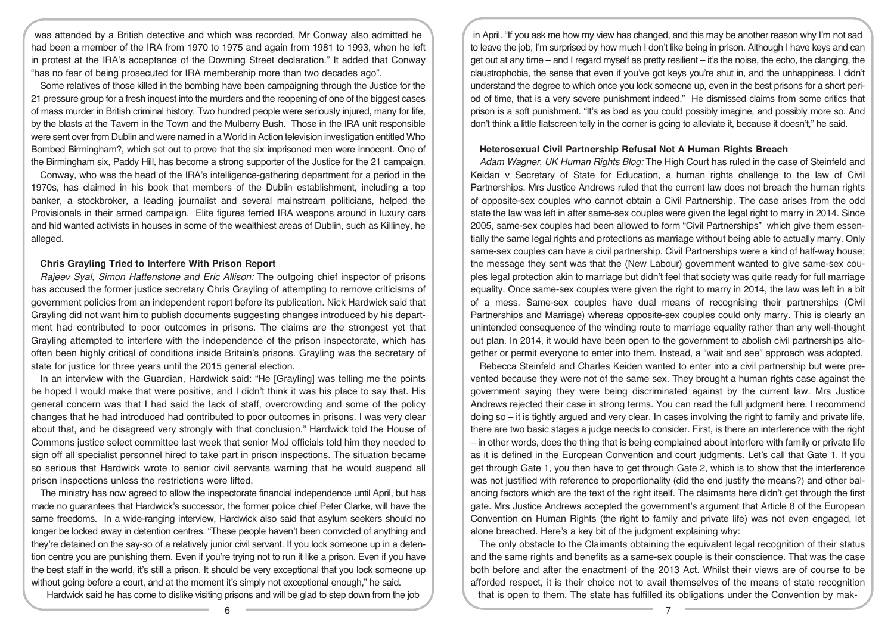was attended by a British detective and which was recorded, Mr Conway also admitted he had been a member of the IRA from 1970 to 1975 and again from 1981 to 1993, when he left in protest at the IRA's acceptance of the Downing Street declaration." It added that Conway "has no fear of being prosecuted for IRA membership more than two decades ago".

Some relatives of those killed in the bombing have been campaigning through the Justice for the 21 pressure group for a fresh inquest into the murders and the reopening of one of the biggest cases of mass murder in British criminal history. Two hundred people were seriously injured, many for life, by the blasts at the Tavern in the Town and the Mulberry Bush. Those in the IRA unit responsible were sent over from Dublin and were named in a World in Action television investigation entitled Who Bombed Birmingham?, which set out to prove that the six imprisoned men were innocent. One of the Birmingham six, Paddy Hill, has become a strong supporter of the Justice for the 21 campaign.

Conway, who was the head of the IRA's intelligence-gathering department for a period in the 1970s, has claimed in his book that members of the Dublin establishment, including a top banker, a stockbroker, a leading journalist and several mainstream politicians, helped the Provisionals in their armed campaign. Elite figures ferried IRA weapons around in luxury cars and hid wanted activists in houses in some of the wealthiest areas of Dublin, such as Killiney, he alleged.

### Chris Grayling Tried to Interfere With Prison Report

*Rajeev Syal, Simon Hattenstone and Eric Allison:* The outgoing chief inspector of prisons has accused the former justice secretary Chris Grayling of attempting to remove criticisms of government policies from an independent report before its publication. Nick Hardwick said that Grayling did not want him to publish documents suggesting changes introduced by his department had contributed to poor outcomes in prisons. The claims are the strongest yet that Grayling attempted to interfere with the independence of the prison inspectorate, which has often been highly critical of conditions inside Britain's prisons. Grayling was the secretary of state for justice for three years until the 2015 general election.

In an interview with the Guardian, Hardwick said: "He [Grayling] was telling me the points he hoped I would make that were positive, and I didn't think it was his place to say that. His general concern was that I had said the lack of staff, overcrowding and some of the policy changes that he had introduced had contributed to poor outcomes in prisons. I was very clear about that, and he disagreed very strongly with that conclusion." Hardwick told the House of Commons justice select committee last week that senior MoJ officials told him they needed to sign off all specialist personnel hired to take part in prison inspections. The situation became so serious that Hardwick wrote to senior civil servants warning that he would suspend all prison inspections unless the restrictions were lifted.

The ministry has now agreed to allow the inspectorate financial independence until April, but has made no guarantees that Hardwick's successor, the former police chief Peter Clarke, will have the same freedoms. In a wide-ranging interview, Hardwick also said that asylum seekers should no longer be locked away in detention centres. "These people haven't been convicted of anything and they're detained on the say-so of a relatively junior civil servant. If you lock someone up in a detention centre you are punishing them. Even if you're trying not to run it like a prison. Even if you have the best staff in the world, it's still a prison. It should be very exceptional that you lock someone up without going before a court, and at the moment it's simply not exceptional enough," he said.

Hardwick said he has come to dislike visiting prisons and will be glad to step down from the job in April. "If you ask me how my view has changed, and this may be another reason why I'm not sad to leave the job, I'm surprised by how much I don't like being in prison. Although I have keys and can get out at any time – and I regard myself as pretty resilient – it's the noise, the echo, the clanging, the claustrophobia, the sense that even if you've got keys you're shut in, and the unhappiness. I didn't understand the degree to which once you lock someone up, even in the best prisons for a short period of time, that is a very severe punishment indeed." He dismissed claims from some critics that prison is a soft punishment. "It's as bad as you could possibly imagine, and possibly more so. And don't think a little flatscreen telly in the corner is going to alleviate it, because it doesn't," he said.

### Heterosexual Civil Partnership Refusal Not A Human Rights Breach

*Adam Wagner, UK Human Rights Blog:* The High Court has ruled in the case of Steinfeld and Keidan v Secretary of State for Education, a human rights challenge to the law of Civil Partnerships. Mrs Justice Andrews ruled that the current law does not breach the human rights of opposite-sex couples who cannot obtain a Civil Partnership. The case arises from the odd state the law was left in after same-sex couples were given the legal right to marry in 2014. Since 2005, same-sex couples had been allowed to form "Civil Partnerships" which give them essentially the same legal rights and protections as marriage without being able to actually marry. Only same-sex couples can have a civil partnership. Civil Partnerships were a kind of half-way house; the message they sent was that the (New Labour) government wanted to give same-sex couples legal protection akin to marriage but didn't feel that society was quite ready for full marriage equality. Once same-sex couples were given the right to marry in 2014, the law was left in a bit of a mess. Same-sex couples have dual means of recognising their partnerships (Civil Partnerships and Marriage) whereas opposite-sex couples could only marry. This is clearly an unintended consequence of the winding route to marriage equality rather than any well-thought out plan. In 2014, it would have been open to the government to abolish civil partnerships altogether or permit everyone to enter into them. Instead, a "wait and see" approach was adopted.

Rebecca Steinfeld and Charles Keiden wanted to enter into a civil partnership but were prevented because they were not of the same sex. They brought a human rights case against the government saying they were being discriminated against by the current law. Mrs Justice Andrews rejected their case in strong terms. You can read the full judgment here. I recommend doing so – it is tightly argued and very clear. In cases involving the right to family and private life, there are two basic stages a judge needs to consider. First, is there an interference with the right – in other words, does the thing that is being complained about interfere with family or private life as it is defined in the European Convention and court judgments. Let's call that Gate 1. If you get through Gate 1, you then have to get through Gate 2, which is to show that the interference was not justified with reference to proportionality (did the end justify the means?) and other balancing factors which are the text of the right itself. The claimants here didn't get through the first gate. Mrs Justice Andrews accepted the government's argument that Article 8 of the European Convention on Human Rights (the right to family and private life) was not even engaged, let alone breached. Here's a key bit of the judgment explaining why:

The only obstacle to the Claimants obtaining the equivalent legal recognition of their status and the same rights and benefits as a same-sex couple is their conscience. That was the case both before and after the enactment of the 2013 Act. Whilst their views are of course to be afforded respect, it is their choice not to avail themselves of the means of state recognition that is open to them. The state has fulfilled its obligations under the Convention by mak-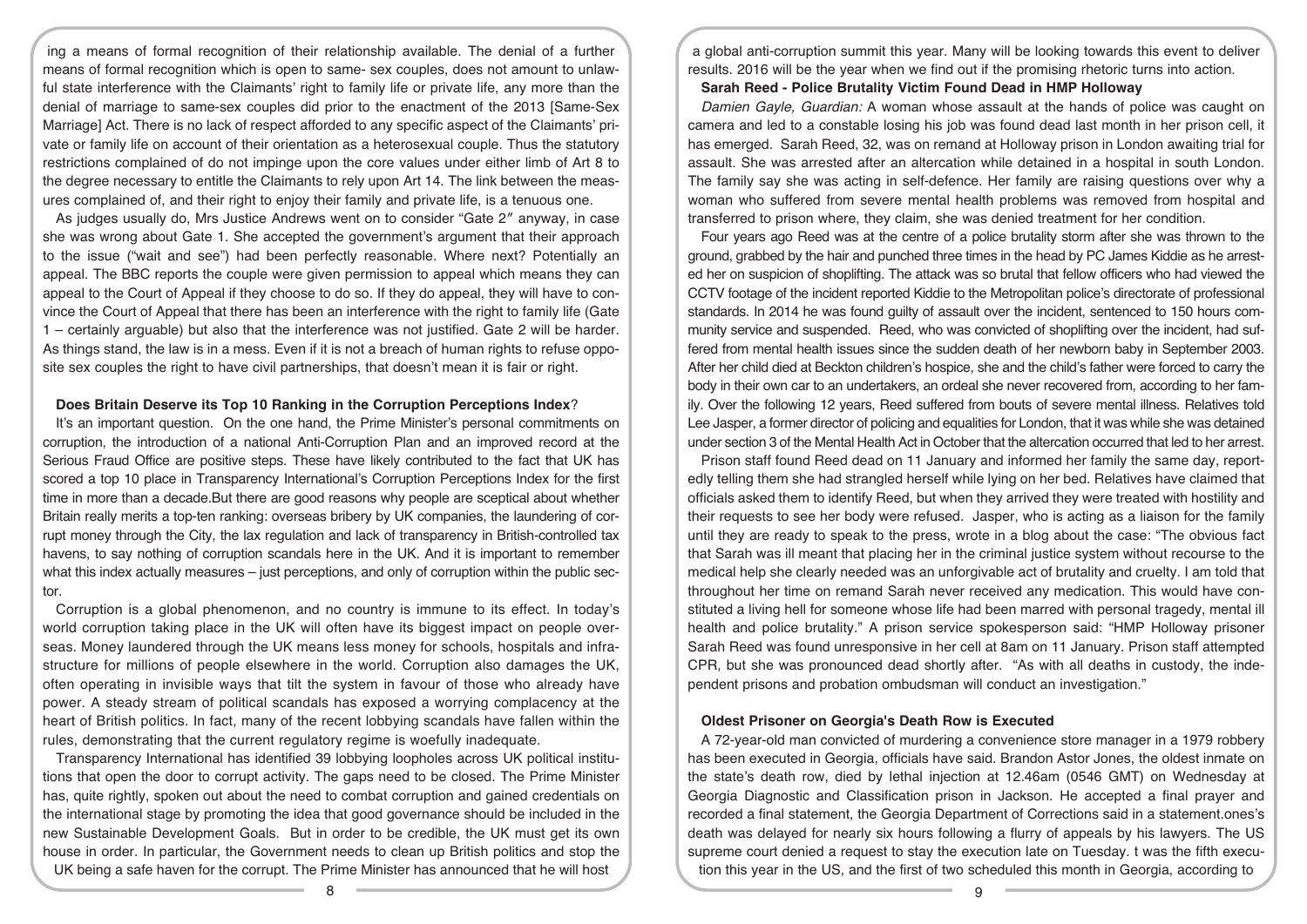ing a means of formal recognition of their relationship available. The denial of a further means of formal recognition which is open to same- sex couples, does not amount to unlawful state interference with the Claimants' right to family life or private life, any more than the denial of marriage to same-sex couples did prior to the enactment of the 2013 [Same-Sex Marriage] Act. There is no lack of respect afforded to any specific aspect of the Claimants' private or family life on account of their orientation as a heterosexual couple. Thus the statutory restrictions complained of do not impinge upon the core values under either limb of Art 8 to the degree necessary to entitle the Claimants to rely upon Art 14. The link between the measures complained of, and their right to enjoy their family and private life, is a tenuous one.

As judges usually do, Mrs Justice Andrews went on to consider "Gate 2" anyway, in case she was wrong about Gate 1. She accepted the government's argument that their approach to the issue ("wait and see") had been perfectly reasonable. Where next? Potentially an appeal. The BBC reports the couple were given permission to appeal which means they can appeal to the Court of Appeal if they choose to do so. If they do appeal, they will have to convince the Court of Appeal that there has been an interference with the right to family life (Gate 1 – certainly arguable) but also that the interference was not justified. Gate 2 will be harder. As things stand, the law is in a mess. Even if it is not a breach of human rights to refuse opposite sex couples the right to have civil partnerships, that doesn't mean it is fair or right.

**Does Britain Deserve its Top 10 Ranking in the Corruption Perceptions Index?**

It's an important question. On the one hand, the Prime Minister's personal commitments on corruption, the introduction of a national Anti-Corruption Plan and an improved record at the Serious Fraud Office are positive steps. These have likely contributed to the fact that UK has scored a top 10 place in Transparency International's Corruption Perceptions Index for the first time in more than a decade.But there are good reasons why people are sceptical about whether Britain really merits a top-ten ranking: overseas bribery by UK companies, the laundering of corrupt money through the City, the lax regulation and lack of transparency in British-controlled tax havens, to say nothing of corruption scandals here in the UK. And it is important to remember what this index actually measures – just perceptions, and only of corruption within the public sector.

Corruption is a global phenomenon, and no country is immune to its effect. In today's world corruption taking place in the UK will often have its biggest impact on people overseas. Money laundered through the UK means less money for schools, hospitals and infrastructure for millions of people elsewhere in the world. Corruption also damages the UK, often operating in invisible ways that tilt the system in favour of those who already have power. A steady stream of political scandals has exposed a worrying complacency at the heart of British politics. In fact, many of the recent lobbying scandals have fallen within the rules, demonstrating that the current regulatory regime is woefully inadequate.

Transparency International has identified 39 lobbying loopholes across UK political institutions that open the door to corrupt activity. The gaps need to be closed. The Prime Minister has, quite rightly, spoken out about the need to combat corruption and gained credentials on the international stage by promoting the idea that good governance should be included in the new Sustainable Development Goals. But in order to be credible, the UK must get its own house in order. In particular, the Government needs to clean up British politics and stop the UK being a safe haven for the corrupt. The Prime Minister has announced that he will host a global anti-corruption summit this year. Many will be looking towards this event to deliver results. 2016 will be the year when we find out if the promising rhetoric turns into action.

**Sarah Reed - Police Brutality Victim Found Dead in HMP Holloway**

*Damien Gayle, Guardian:* A woman whose assault at the hands of police was caught on camera and led to a constable losing his job was found dead last month in her prison cell, it has emerged. Sarah Reed, 32, was on remand at Holloway prison in London awaiting trial for assault. She was arrested after an altercation while detained in a hospital in south London. The family say she was acting in self-defence. Her family are raising questions over why a woman who suffered from severe mental health problems was removed from hospital and transferred to prison where, they claim, she was denied treatment for her condition.

Four years ago Reed was at the centre of a police brutality storm after she was thrown to the ground, grabbed by the hair and punched three times in the head by PC James Kiddie as he arrested her on suspicion of shoplifting. The attack was so brutal that fellow officers who had viewed the CCTV footage of the incident reported Kiddie to the Metropolitan police's directorate of professional standards. In 2014 he was found guilty of assault over the incident, sentenced to 150 hours community service and suspended. Reed, who was convicted of shoplifting over the incident, had suffered from mental health issues since the sudden death of her newborn baby in September 2003. After her child died at Beckton children's hospice, she and the child's father were forced to carry the body in their own car to an undertakers, an ordeal she never recovered from, according to her family. Over the following 12 years, Reed suffered from bouts of severe mental illness. Relatives told Lee Jasper, a former director of policing and equalities for London, that it was while she was detained under section 3 of the Mental Health Act in October that the altercation occurred that led to her arrest.

Prison staff found Reed dead on 11 January and informed her family the same day, reportedly telling them she had strangled herself while lying on her bed. Relatives have claimed that officials asked them to identify Reed, but when they arrived they were treated with hostility and their requests to see her body were refused. Jasper, who is acting as a liaison for the family until they are ready to speak to the press, wrote in a blog about the case: "The obvious fact that Sarah was ill meant that placing her in the criminal justice system without recourse to the medical help she clearly needed was an unforgivable act of brutality and cruelty. I am told that throughout her time on remand Sarah never received any medication. This would have constituted a living hell for someone whose life had been marred with personal tragedy, mental ill health and police brutality." A prison service spokesperson said: "HMP Holloway prisoner Sarah Reed was found unresponsive in her cell at 8am on 11 January. Prison staff attempted CPR, but she was pronounced dead shortly after. "As with all deaths in custody, the independent prisons and probation ombudsman will conduct an investigation."

**Oldest Prisoner on Georgia's Death Row is Executed**

A 72-year-old man convicted of murdering a convenience store manager in a 1979 robbery has been executed in Georgia, officials have said. Brandon Astor Jones, the oldest inmate on the state's death row, died by lethal injection at 12.46am (0546 GMT) on Wednesday at Georgia Diagnostic and Classification prison in Jackson. He accepted a final prayer and recorded a final statement, the Georgia Department of Corrections said in a statement.ones's death was delayed for nearly six hours following a flurry of appeals by his lawyers. The US supreme court denied a request to stay the execution late on Tuesday. t was the fifth execution this year in the US, and the first of two scheduled this month in Georgia, according to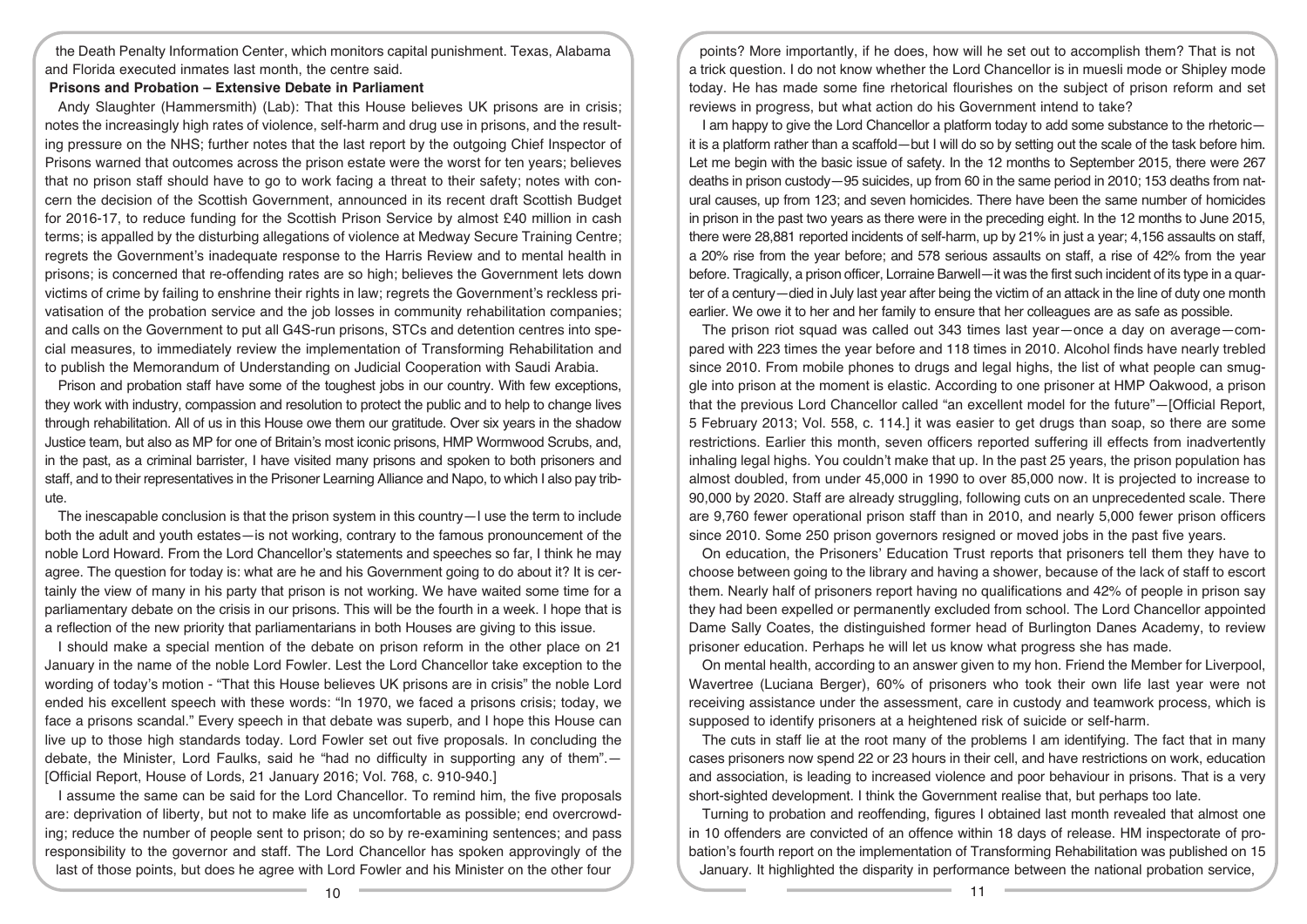the Death Penalty Information Center, which monitors capital punishment. Texas, Alabama and Florida executed inmates last month, the centre said.

**Prisons and Probation – Extensive Debate in Parliament**

Andy Slaughter (Hammersmith) (Lab): That this House believes UK prisons are in crisis; notes the increasingly high rates of violence, self-harm and drug use in prisons, and the resulting pressure on the NHS; further notes that the last report by the outgoing Chief Inspector of Prisons warned that outcomes across the prison estate were the worst for ten years; believes that no prison staff should have to go to work facing a threat to their safety; notes with concern the decision of the Scottish Government, announced in its recent draft Scottish Budget for 2016-17, to reduce funding for the Scottish Prison Service by almost £40 million in cash terms; is appalled by the disturbing allegations of violence at Medway Secure Training Centre; regrets the Government's inadequate response to the Harris Review and to mental health in prisons; is concerned that re-offending rates are so high; believes the Government lets down victims of crime by failing to enshrine their rights in law; regrets the Government's reckless privatisation of the probation service and the job losses in community rehabilitation companies; and calls on the Government to put all G4S-run prisons, STCs and detention centres into special measures, to immediately review the implementation of Transforming Rehabilitation and to publish the Memorandum of Understanding on Judicial Cooperation with Saudi Arabia.

Prison and probation staff have some of the toughest jobs in our country. With few exceptions, they work with industry, compassion and resolution to protect the public and to help to change lives through rehabilitation. All of us in this House owe them our gratitude. Over six years in the shadow Justice team, but also as MP for one of Britain's most iconic prisons, HMP Wormwood Scrubs, and, in the past, as a criminal barrister, I have visited many prisons and spoken to both prisoners and staff, and to their representatives in the Prisoner Learning Alliance and Napo, to which I also pay tribute.

The inescapable conclusion is that the prison system in this country—I use the term to include both the adult and youth estates—is not working, contrary to the famous pronouncement of the noble Lord Howard. From the Lord Chancellor's statements and speeches so far, I think he may agree. The question for today is: what are he and his Government going to do about it? It is certainly the view of many in his party that prison is not working. We have waited some time for a parliamentary debate on the crisis in our prisons. This will be the fourth in a week. I hope that is a reflection of the new priority that parliamentarians in both Houses are giving to this issue.

I should make a special mention of the debate on prison reform in the other place on 21 January in the name of the noble Lord Fowler. Lest the Lord Chancellor take exception to the wording of today's motion - "That this House believes UK prisons are in crisis" the noble Lord ended his excellent speech with these words: "In 1970, we faced a prisons crisis; today, we face a prisons scandal." Every speech in that debate was superb, and I hope this House can live up to those high standards today. Lord Fowler set out five proposals. In concluding the debate, the Minister, Lord Faulks, said he "had no difficulty in supporting any of them".—[Official Report, House of Lords, 21 January 2016; Vol. 768, c. 910-940.]

I assume the same can be said for the Lord Chancellor. To remind him, the five proposals are: deprivation of liberty, but not to make life as uncomfortable as possible; end overcrowding; reduce the number of people sent to prison; do so by re-examining sentences; and pass responsibility to the governor and staff. The Lord Chancellor has spoken approvingly of the last of those points, but does he agree with Lord Fowler and his Minister on the other four points? More importantly, if he does, how will he set out to accomplish them? That is not a trick question. I do not know whether the Lord Chancellor is in muesli mode or Shipley mode today. He has made some fine rhetorical flourishes on the subject of prison reform and set reviews in progress, but what action do his Government intend to take?

I am happy to give the Lord Chancellor a platform today to add some substance to the rhetoric—it is a platform rather than a scaffold—but I will do so by setting out the scale of the task before him. Let me begin with the basic issue of safety. In the 12 months to September 2015, there were 267 deaths in prison custody—95 suicides, up from 60 in the same period in 2010; 153 deaths from natural causes, up from 123; and seven homicides. There have been the same number of homicides in prison in the past two years as there were in the preceding eight. In the 12 months to June 2015, there were 28,881 reported incidents of self-harm, up by 21% in just a year; 4,156 assaults on staff, a 20% rise from the year before; and 578 serious assaults on staff, a rise of 42% from the year before. Tragically, a prison officer, Lorraine Barwell—it was the first such incident of its type in a quarter of a century—died in July last year after being the victim of an attack in the line of duty one month earlier. We owe it to her and her family to ensure that her colleagues are as safe as possible.

The prison riot squad was called out 343 times last year—once a day on average—compared with 223 times the year before and 118 times in 2010. Alcohol finds have nearly trebled since 2010. From mobile phones to drugs and legal highs, the list of what people can smuggle into prison at the moment is elastic. According to one prisoner at HMP Oakwood, a prison that the previous Lord Chancellor called "an excellent model for the future"—[Official Report, 5 February 2013; Vol. 558, c. 114.] it was easier to get drugs than soap, so there are some restrictions. Earlier this month, seven officers reported suffering ill effects from inadvertently inhaling legal highs. You couldn't make that up. In the past 25 years, the prison population has almost doubled, from under 45,000 in 1990 to over 85,000 now. It is projected to increase to 90,000 by 2020. Staff are already struggling, following cuts on an unprecedented scale. There are 9,760 fewer operational prison staff than in 2010, and nearly 5,000 fewer prison officers since 2010. Some 250 prison governors resigned or moved jobs in the past five years.

On education, the Prisoners' Education Trust reports that prisoners tell them they have to choose between going to the library and having a shower, because of the lack of staff to escort them. Nearly half of prisoners report having no qualifications and 42% of people in prison say they had been expelled or permanently excluded from school. The Lord Chancellor appointed Dame Sally Coates, the distinguished former head of Burlington Danes Academy, to review prisoner education. Perhaps he will let us know what progress she has made.

On mental health, according to an answer given to my hon. Friend the Member for Liverpool, Wavertree (Luciana Berger), 60% of prisoners who took their own life last year were not receiving assistance under the assessment, care in custody and teamwork process, which is supposed to identify prisoners at a heightened risk of suicide or self-harm.

The cuts in staff lie at the root many of the problems I am identifying. The fact that in many cases prisoners now spend 22 or 23 hours in their cell, and have restrictions on work, education and association, is leading to increased violence and poor behaviour in prisons. That is a very short-sighted development. I think the Government realise that, but perhaps too late.

Turning to probation and reoffending, figures I obtained last month revealed that almost one in 10 offenders are convicted of an offence within 18 days of release. HM inspectorate of probation's fourth report on the implementation of Transforming Rehabilitation was published on 15 January. It highlighted the disparity in performance between the national probation service,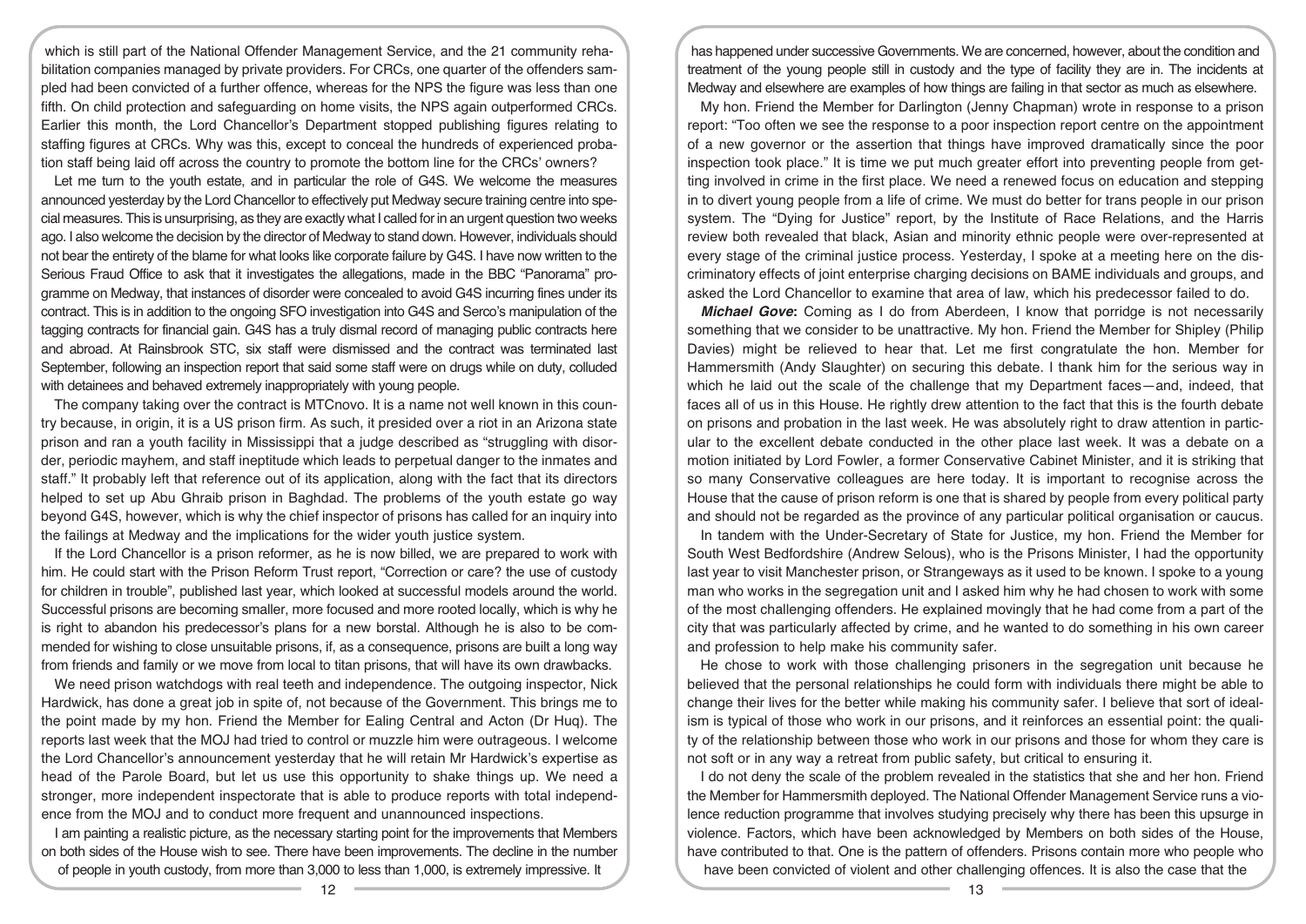which is still part of the National Offender Management Service, and the 21 community rehabilitation companies managed by private providers. For CRCs, one quarter of the offenders sampled had been convicted of a further offence, whereas for the NPS the figure was less than one fifth. On child protection and safeguarding on home visits, the NPS again outperformed CRCs. Earlier this month, the Lord Chancellor's Department stopped publishing figures relating to staffing figures at CRCs. Why was this, except to conceal the hundreds of experienced probation staff being laid off across the country to promote the bottom line for the CRCs' owners?

Let me turn to the youth estate, and in particular the role of G4S. We welcome the measures announced yesterday by the Lord Chancellor to effectively put Medway secure training centre into special measures. This is unsurprising, as they are exactly what I called for in an urgent question two weeks ago. I also welcome the decision by the director of Medway to stand down. However, individuals should not bear the entirety of the blame for what looks like corporate failure by G4S. I have now written to the Serious Fraud Office to ask that it investigates the allegations, made in the BBC "Panorama" programme on Medway, that instances of disorder were concealed to avoid G4S incurring fines under its contract. This is in addition to the ongoing SFO investigation into G4S and Serco's manipulation of the tagging contracts for financial gain. G4S has a truly dismal record of managing public contracts here and abroad. At Rainsbrook STC, six staff were dismissed and the contract was terminated last September, following an inspection report that said some staff were on drugs while on duty, colluded with detainees and behaved extremely inappropriately with young people.

The company taking over the contract is MTCnovo. It is a name not well known in this country because, in origin, it is a US prison firm. As such, it presided over a riot in an Arizona state prison and ran a youth facility in Mississippi that a judge described as "struggling with disorder, periodic mayhem, and staff ineptitude which leads to perpetual danger to the inmates and staff." It probably left that reference out of its application, along with the fact that its directors helped to set up Abu Ghraib prison in Baghdad. The problems of the youth estate go way beyond G4S, however, which is why the chief inspector of prisons has called for an inquiry into the failings at Medway and the implications for the wider youth justice system.

If the Lord Chancellor is a prison reformer, as he is now billed, we are prepared to work with him. He could start with the Prison Reform Trust report, "Correction or care? the use of custody for children in trouble", published last year, which looked at successful models around the world. Successful prisons are becoming smaller, more focused and more rooted locally, which is why he is right to abandon his predecessor's plans for a new borstal. Although he is also to be commended for wishing to close unsuitable prisons, if, as a consequence, prisons are built a long way from friends and family or we move from local to titan prisons, that will have its own drawbacks.

We need prison watchdogs with real teeth and independence. The outgoing inspector, Nick Hardwick, has done a great job in spite of, not because of the Government. This brings me to the point made by my hon. Friend the Member for Ealing Central and Acton (Dr Huq). The reports last week that the MOJ had tried to control or muzzle him were outrageous. I welcome the Lord Chancellor's announcement yesterday that he will retain Mr Hardwick's expertise as head of the Parole Board, but let us use this opportunity to shake things up. We need a stronger, more independent inspectorate that is able to produce reports with total independence from the MOJ and to conduct more frequent and unannounced inspections.

I am painting a realistic picture, as the necessary starting point for the improvements that Members on both sides of the House wish to see. There have been improvements. The decline in the number of people in youth custody, from more than 3,000 to less than 1,000, is extremely impressive. It has happened under successive Governments. We are concerned, however, about the condition and treatment of the young people still in custody and the type of facility they are in. The incidents at Medway and elsewhere are examples of how things are failing in that sector as much as elsewhere.

My hon. Friend the Member for Darlington (Jenny Chapman) wrote in response to a prison report: "Too often we see the response to a poor inspection report centre on the appointment of a new governor or the assertion that things have improved dramatically since the poor inspection took place." It is time we put much greater effort into preventing people from getting involved in crime in the first place. We need a renewed focus on education and stepping in to divert young people from a life of crime. We must do better for trans people in our prison system. The "Dying for Justice" report, by the Institute of Race Relations, and the Harris review both revealed that black, Asian and minority ethnic people were over-represented at every stage of the criminal justice process. Yesterday, I spoke at a meeting here on the discriminatory effects of joint enterprise charging decisions on BAME individuals and groups, and asked the Lord Chancellor to examine that area of law, which his predecessor failed to do.

***Michael Gove*:** Coming as I do from Aberdeen, I know that porridge is not necessarily something that we consider to be unattractive. My hon. Friend the Member for Shipley (Philip Davies) will be relieved to hear that. Let me first congratulate the hon. Member for Hammersmith (Andy Slaughter) on securing this debate. I thank him for the serious way in which he laid out the scale of the challenge that my Department faces—and, indeed, that faces all of us in this House. He rightly drew attention to the fact that this is the fourth debate on prisons and probation in the last week. He was absolutely right to draw attention in particular to the excellent debate conducted in the other place last week. It was a debate on a motion initiated by Lord Fowler, a former Conservative Cabinet Minister, and it is striking that so many Conservative colleagues are here today. It is important to recognise across the House that the cause of prison reform is one that is shared by people from every political party and should not be regarded as the province of any particular political organisation or caucus.

In tandem with the Under-Secretary of State for Justice, my hon. Friend the Member for South West Bedfordshire (Andrew Selous), who is the Prisons Minister, I had the opportunity last year to visit Manchester prison, or Strangeways as it used to be known. I spoke to a young man who works in the segregation unit and I asked him why he had chosen to work with some of the most challenging offenders. He explained movingly that he had come from a part of the city that was particularly affected by crime, and he wanted to do something in his own career and profession to help make his community safer.

He chose to work with those challenging prisoners in the segregation unit because he believed that the personal relationships he could form with individuals there might be able to change their lives for the better while making his community safer. I believe that sort of idealism is typical of those who work in our prisons, and it reinforces an essential point: the quality of the relationship between those who work in our prisons and those for whom they care is not soft or in any way a retreat from public safety, but critical to ensuring it.

I do not deny the scale of the problem revealed in the statistics that she and her hon. Friend the Member for Hammersmith deployed. The National Offender Management Service runs a violence reduction programme that involves studying precisely why there has been this upsurge in violence. Factors, which have been acknowledged by Members on both sides of the House, have contributed to that. One is the pattern of offenders. Prisons contain more who people who have been convicted of violent and other challenging offences. It is also the case that the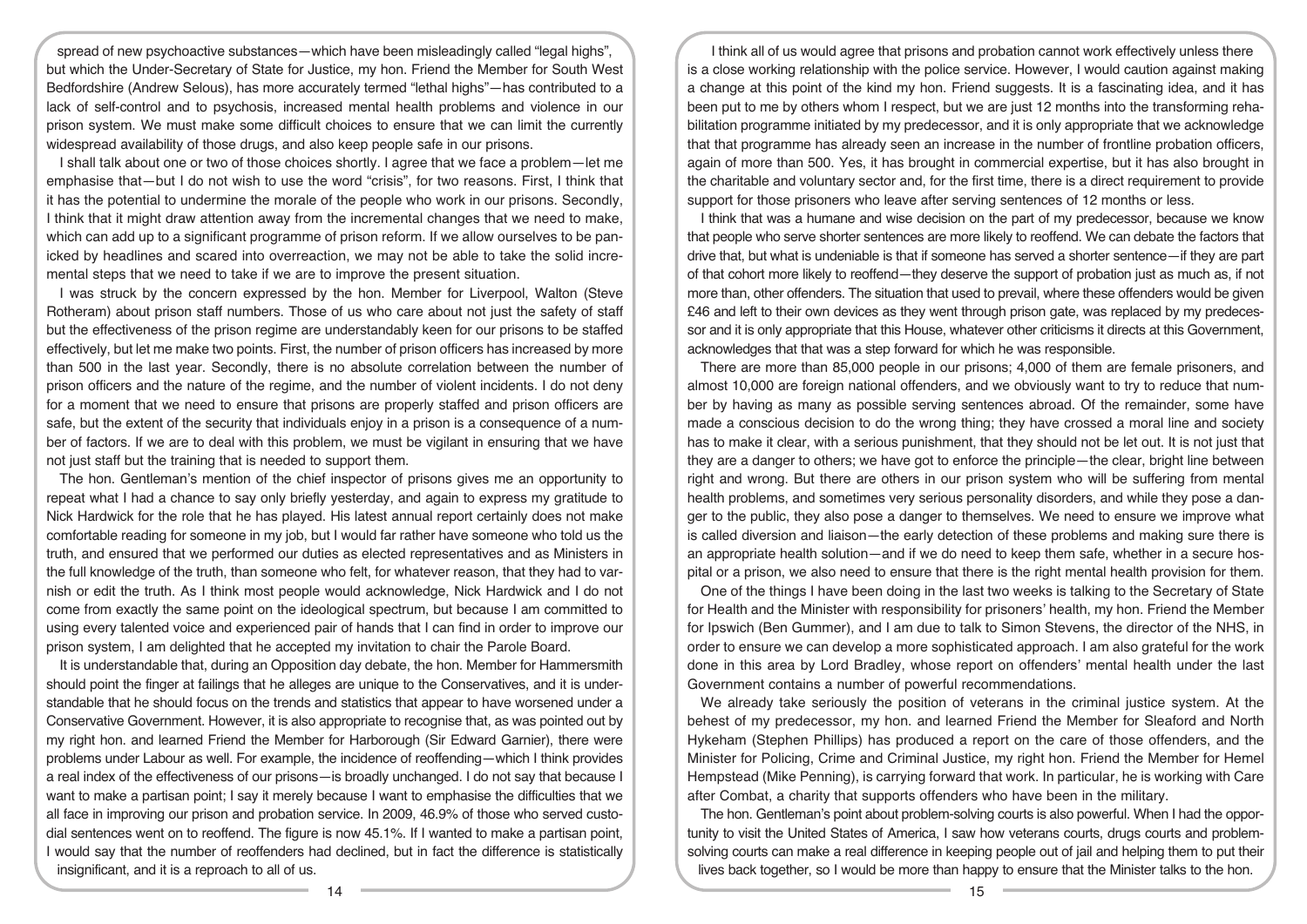spread of new psychoactive substances—which have been misleadingly called "legal highs", but which the Under-Secretary of State for Justice, my hon. Friend the Member for South West Bedfordshire (Andrew Selous), has more accurately termed "lethal highs"—has contributed to a lack of self-control and to psychosis, increased mental health problems and violence in our prison system. We must make some difficult choices to ensure that we can limit the currently widespread availability of those drugs, and also keep people safe in our prisons.

I shall talk about one or two of those choices shortly. I agree that we face a problem—let me emphasise that—but I do not wish to use the word "crisis", for two reasons. First, I think that it has the potential to undermine the morale of the people who work in our prisons. Secondly, I think that it might draw attention away from the incremental changes that we need to make, which can add up to a significant programme of prison reform. If we allow ourselves to be panicked by headlines and scared into overreaction, we may not be able to take the solid incremental steps that we need to take if we are to improve the present situation.

I was struck by the concern expressed by the hon. Member for Liverpool, Walton (Steve Rotheram) about prison staff numbers. Those of us who care about not just the safety of staff but the effectiveness of the prison regime are understandably keen for our prisons to be staffed effectively, but let me make two points. First, the number of prison officers has increased by more than 500 in the last year. Secondly, there is no absolute correlation between the number of prison officers and the nature of the regime, and the number of violent incidents. I do not deny for a moment that we need to ensure that prisons are properly staffed and prison officers are safe, but the extent of the security that individuals enjoy in a prison is a consequence of a number of factors. If we are to deal with this problem, we must be vigilant in ensuring that we have not just staff but the training that is needed to support them.

The hon. Gentleman's mention of the chief inspector of prisons gives me an opportunity to repeat what I had a chance to say only briefly yesterday, and again to express my gratitude to Nick Hardwick for the role that he has played. His latest annual report certainly does not make comfortable reading for someone in my job, but I would far rather have someone who told us the truth, and ensured that we performed our duties as elected representatives and as Ministers in the full knowledge of the truth, than someone who felt, for whatever reason, that they had to varnish or edit the truth. As I think most people would acknowledge, Nick Hardwick and I do not come from exactly the same point on the ideological spectrum, but because I am committed to using every talented voice and experienced pair of hands that I can find in order to improve our prison system, I am delighted that he accepted my invitation to chair the Parole Board.

It is understandable that, during an Opposition day debate, the hon. Member for Hammersmith should point the finger at failings that he alleges are unique to the Conservatives, and it is understandable that he should focus on the trends and statistics that appear to have worsened under a Conservative Government. However, it is also appropriate to recognise that, as was pointed out by my right hon. and learned Friend the Member for Harborough (Sir Edward Garnier), there were problems under Labour as well. For example, the incidence of reoffending—which I think provides a real index of the effectiveness of our prisons—is broadly unchanged. I do not say that because I want to make a partisan point; I say it merely because I want to emphasise the difficulties that we all face in improving our prison and probation service. In 2009, 46.9% of those who served custodial sentences went on to reoffend. The figure is now 45.1%. If I wanted to make a partisan point, I would say that the number of reoffenders had declined, but in fact the difference is statistically insignificant, and it is a reproach to all of us.

I think all of us would agree that prisons and probation cannot work effectively unless there is a close working relationship with the police service. However, I would caution against making a change at this point of the kind my hon. Friend suggests. It is a fascinating idea, and it has been put to me by others whom I respect, but we are just 12 months into the transforming rehabilitation programme initiated by my predecessor, and it is only appropriate that we acknowledge that that programme has already seen an increase in the number of frontline probation officers, again of more than 500. Yes, it has brought in commercial expertise, but it has also brought in the charitable and voluntary sector and, for the first time, there is a direct requirement to provide support for those prisoners who leave after serving sentences of 12 months or less.

I think that was a humane and wise decision on the part of my predecessor, because we know that people who serve shorter sentences are more likely to reoffend. We can debate the factors that drive that, but what is undeniable is that if someone has served a shorter sentence—if they are part of that cohort more likely to reoffend—they deserve the support of probation just as much as, if not more than, other offenders. The situation that used to prevail, where these offenders would be given £46 and left to their own devices as they went through prison gate, was replaced by my predecessor and it is only appropriate that this House, whatever other criticisms it directs at this Government, acknowledges that that was a step forward for which he was responsible.

There are more than 85,000 people in our prisons; 4,000 of them are female prisoners, and almost 10,000 are foreign national offenders, and we obviously want to try to reduce that number by having as many as possible serving sentences abroad. Of the remainder, some have made a conscious decision to do the wrong thing; they have crossed a moral line and society has to make it clear, with a serious punishment, that they should not be let out. It is not just that they are a danger to others; we have got to enforce the principle—the clear, bright line between right and wrong. But there are others in our prison system who will be suffering from mental health problems, and sometimes very serious personality disorders, and while they pose a danger to the public, they also pose a danger to themselves. We need to ensure we improve what is called diversion and liaison—the early detection of these problems and making sure there is an appropriate health solution—and if we do need to keep them safe, whether in a secure hospital or a prison, we also need to ensure that there is the right mental health provision for them.

One of the things I have been doing in the last two weeks is talking to the Secretary of State for Health and the Minister with responsibility for prisoners' health, my hon. Friend the Member for Ipswich (Ben Gummer), and I am due to talk to Simon Stevens, the director of the NHS, in order to ensure we can develop a more sophisticated approach. I am also grateful for the work done in this area by Lord Bradley, whose report on offenders' mental health under the last Government contains a number of powerful recommendations.

We already take seriously the position of veterans in the criminal justice system. At the behest of my predecessor, my hon. and learned Friend the Member for Sleaford and North Hykeham (Stephen Phillips) has produced a report on the care of those offenders, and the Minister for Policing, Crime and Criminal Justice, my right hon. Friend the Member for Hemel Hempstead (Mike Penning), is carrying forward that work. In particular, he is working with Care after Combat, a charity that supports offenders who have been in the military.

The hon. Gentleman's point about problem-solving courts is also powerful. When I had the opportunity to visit the United States of America, I saw how veterans courts, drugs courts and problem-solving courts can make a real difference in keeping people out of jail and helping them to put their lives back together, so I would be more than happy to ensure that the Minister talks to the hon.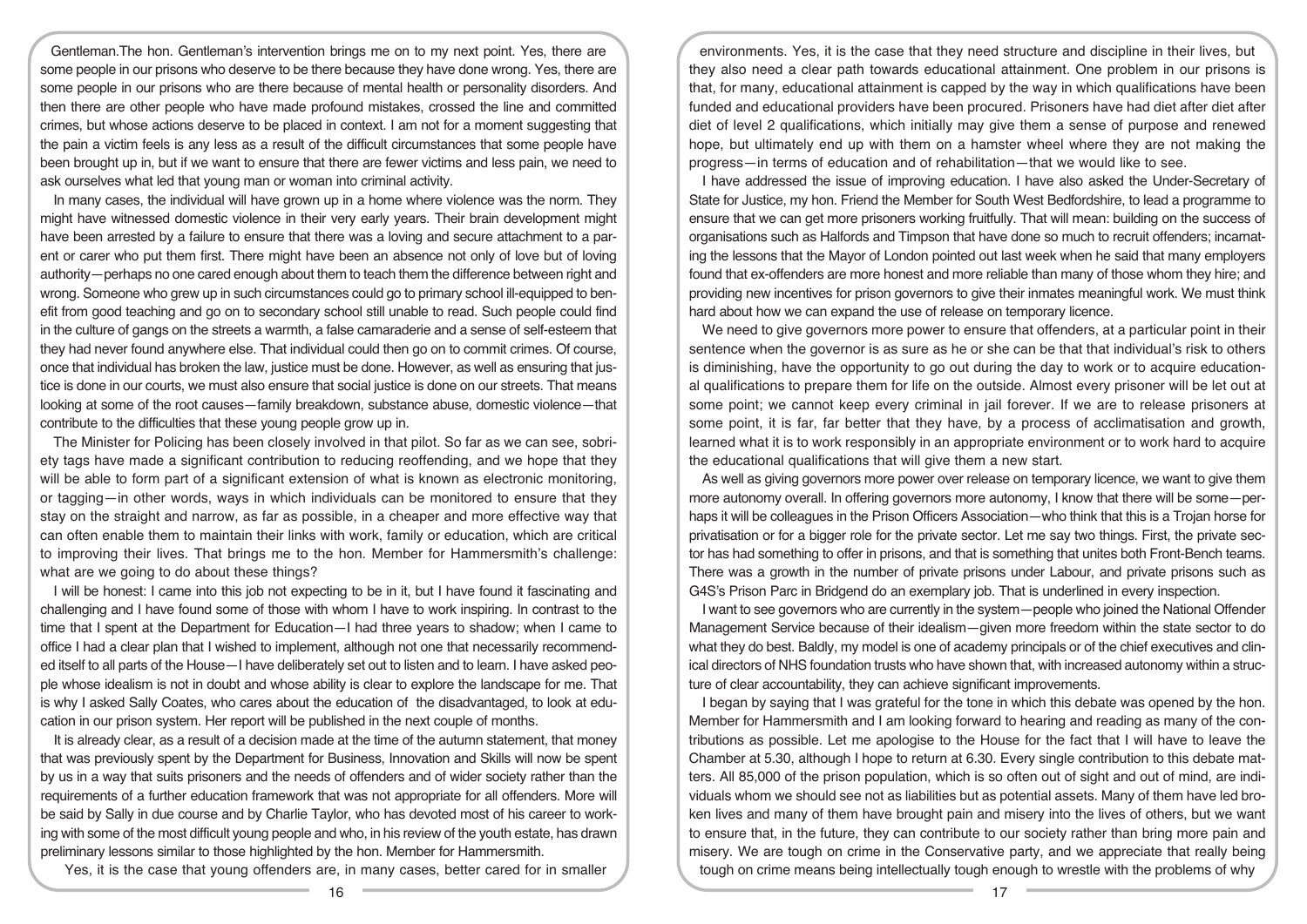Gentleman.The hon. Gentleman's intervention brings me on to my next point. Yes, there are some people in our prisons who deserve to be there because they have done wrong. Yes, there are some people in our prisons who are there because of mental health or personality disorders. And then there are other people who have made profound mistakes, crossed the line and committed crimes, but whose actions deserve to be placed in context. I am not for a moment suggesting that the pain a victim feels is any less as a result of the difficult circumstances that some people have been brought up in, but if we want to ensure that there are fewer victims and less pain, we need to ask ourselves what led that young man or woman into criminal activity.

In many cases, the individual will have grown up in a home where violence was the norm. They might have witnessed domestic violence in their very early years. Their brain development might have been arrested by a failure to ensure that there was a loving and secure attachment to a parent or carer who put them first. There might have been an absence not only of love but of loving authority—perhaps no one cared enough about them to teach them the difference between right and wrong. Someone who grew up in such circumstances could go to primary school ill-equipped to benefit from good teaching and go on to secondary school still unable to read. Such people could find in the culture of gangs on the streets a warmth, a false camaraderie and a sense of self-esteem that they had never found anywhere else. That individual could then go on to commit crimes. Of course, once that individual has broken the law, justice must be done. However, as well as ensuring that justice is done in our courts, we must also ensure that social justice is done on our streets. That means looking at some of the root causes—family breakdown, substance abuse, domestic violence—that contribute to the difficulties that these young people grow up in.

The Minister for Policing has been closely involved in that pilot. So far as we can see, sobriety tags have made a significant contribution to reducing reoffending, and we hope that they will be able to form part of a significant extension of what is known as electronic monitoring, or tagging—in other words, ways in which individuals can be monitored to ensure that they stay on the straight and narrow, as far as possible, in a cheaper and more effective way that can often enable them to maintain their links with work, family or education, which are critical to improving their lives. That brings me to the hon. Member for Hammersmith's challenge: what are we going to do about these things?

I will be honest: I came into this job not expecting to be in it, but I have found it fascinating and challenging and I have found some of those with whom I have to work inspiring. In contrast to the time that I spent at the Department for Education—I had three years to shadow; when I came to office I had a clear plan that I wished to implement, although not one that necessarily recommended itself to all parts of the House—I have deliberately set out to listen and to learn. I have asked people whose idealism is not in doubt and whose ability is clear to explore the landscape for me. That is why I asked Sally Coates, who cares about the education of the disadvantaged, to look at education in our prison system. Her report will be published in the next couple of months.

It is already clear, as a result of a decision made at the time of the autumn statement, that money that was previously spent by the Department for Business, Innovation and Skills will now be spent by us in a way that suits prisoners and the needs of offenders and of wider society rather than the requirements of a further education framework that was not appropriate for all offenders. More will be said by Sally in due course and by Charlie Taylor, who has devoted most of his career to working with some of the most difficult young people and who, in his review of the youth estate, has drawn preliminary lessons similar to those highlighted by the hon. Member for Hammersmith.

Yes, it is the case that young offenders are, in many cases, better cared for in smaller environments. Yes, it is the case that they need structure and discipline in their lives, but they also need a clear path towards educational attainment. One problem in our prisons is that, for many, educational attainment is capped by the way in which qualifications have been funded and educational providers have been procured. Prisoners have had diet after diet after diet of level 2 qualifications, which initially may give them a sense of purpose and renewed hope, but ultimately end up with them on a hamster wheel where they are not making the progress—in terms of education and of rehabilitation—that we would like to see.

I have addressed the issue of improving education. I have also asked the Under-Secretary of State for Justice, my hon. Friend the Member for South West Bedfordshire, to lead a programme to ensure that we can get more prisoners working fruitfully. That will mean: building on the success of organisations such as Halfords and Timpson that have done so much to recruit offenders; incarnating the lessons that the Mayor of London pointed out last week when he said that many employers found that ex-offenders are more honest and more reliable than many of those whom they hire; and providing new incentives for prison governors to give their inmates meaningful work. We must think hard about how we can expand the use of release on temporary licence.

We need to give governors more power to ensure that offenders, at a particular point in their sentence when the governor is as sure as he or she can be that that individual's risk to others is diminishing, have the opportunity to go out during the day to work or to acquire educational qualifications to prepare them for life on the outside. Almost every prisoner will be let out at some point; we cannot keep every criminal in jail forever. If we are to release prisoners at some point, it is far, far better that they have, by a process of acclimatisation and growth, learned what it is to work responsibly in an appropriate environment or to work hard to acquire the educational qualifications that will give them a new start.

As well as giving governors more power over release on temporary licence, we want to give them more autonomy overall. In offering governors more autonomy, I know that there will be some—perhaps it will be colleagues in the Prison Officers Association—who think that this is a Trojan horse for privatisation or for a bigger role for the private sector. Let me say two things. First, the private sector has had something to offer in prisons, and that is something that unites both Front-Bench teams. There was a growth in the number of private prisons under Labour, and private prisons such as G4S's Prison Parc in Bridgend do an exemplary job. That is underlined in every inspection.

I want to see governors who are currently in the system—people who joined the National Offender Management Service because of their idealism—given more freedom within the state sector to do what they do best. Baldly, my model is one of academy principals or of the chief executives and clinical directors of NHS foundation trusts who have shown that, with increased autonomy within a structure of clear accountability, they can achieve significant improvements.

I began by saying that I was grateful for the tone in which this debate was opened by the hon. Member for Hammersmith and I am looking forward to hearing and reading as many of the contributions as possible. Let me apologise to the House for the fact that I will have to leave the Chamber at 5.30, although I hope to return at 6.30. Every single contribution to this debate matters. All 85,000 of the prison population, which is so often out of sight and out of mind, are individuals whom we should see not as liabilities but as potential assets. Many of them have led broken lives and many of them have brought pain and misery into the lives of others, but we want to ensure that, in the future, they can contribute to our society rather than bring more pain and misery. We are tough on crime in the Conservative party, and we appreciate that really being tough on crime means being intellectually tough enough to wrestle with the problems of why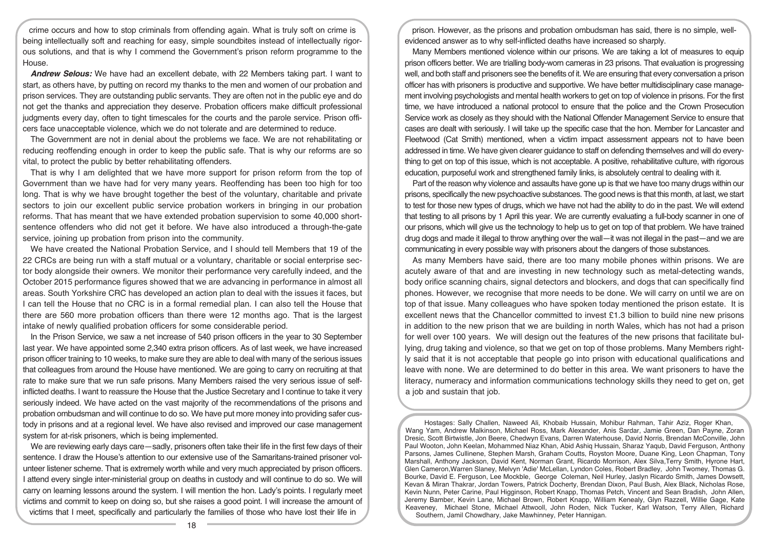crime occurs and how to stop criminals from offending again. What is truly soft on crime is being intellectually soft and reaching for easy, simple soundbites instead of intellectually rigorous solutions, and that is why I commend the Government's prison reform programme to the House.

***Andrew Selous:*** We have had an excellent debate, with 22 Members taking part. I want to start, as others have, by putting on record my thanks to the men and women of our probation and prison services. They are outstanding public servants. They are often not in the public eye and do not get the thanks and appreciation they deserve. Probation officers make difficult professional judgments every day, often to tight timescales for the courts and the parole service. Prison officers face unacceptable violence, which we do not tolerate and are determined to reduce.

The Government are not in denial about the problems we face. We are not rehabilitating or reducing reoffending enough in order to keep the public safe. That is why our reforms are so vital, to protect the public by better rehabilitating offenders.

That is why I am delighted that we have more support for prison reform from the top of Government than we have had for very many years. Reoffending has been too high for too long. That is why we have brought together the best of the voluntary, charitable and private sectors to join our excellent public service probation workers in bringing in our probation reforms. That has meant that we have extended probation supervision to some 40,000 short-sentence offenders who did not get it before. We have also introduced a through-the-gate service, joining up probation from prison into the community.

We have created the National Probation Service, and I should tell Members that 19 of the 22 CRCs are being run with a staff mutual or a voluntary, charitable or social enterprise sector body alongside their owners. We monitor their performance very carefully indeed, and the October 2015 performance figures showed that we are advancing in performance in almost all areas. South Yorkshire CRC has developed an action plan to deal with the issues it faces, but I can tell the House that no CRC is in a formal remedial plan. I can also tell the House that there are 560 more probation officers than there were 12 months ago. That is the largest intake of newly qualified probation officers for some considerable period.

In the Prison Service, we saw a net increase of 540 prison officers in the year to 30 September last year. We have appointed some 2,340 extra prison officers. As of last week, we have increased prison officer training to 10 weeks, to make sure they are able to deal with many of the serious issues that colleagues from around the House have mentioned. We are going to carry on recruiting at that rate to make sure that we run safe prisons. Many Members raised the very serious issue of self-inflicted deaths. I want to reassure the House that the Justice Secretary and I continue to take it very seriously indeed. We have acted on the vast majority of the recommendations of the prisons and probation ombudsman and will continue to do so. We have put more money into providing safer custody in prisons and at a regional level. We have also revised and improved our case management system for at-risk prisoners, which is being implemented.

We are reviewing early days care—sadly, prisoners often take their life in the first few days of their sentence. I draw the House's attention to our extensive use of the Samaritans-trained prisoner volunteer listener scheme. That is extremely worth while and very much appreciated by prison officers. I attend every single inter-ministerial group on deaths in custody and will continue to do so. We will carry on learning lessons around the system. I will mention the hon. Lady's points. I regularly meet victims and commit to keep on doing so, but she raises a good point. I will increase the amount of victims that I meet, specifically and particularly the families of those who have lost their life in prison. However, as the prisons and probation ombudsman has said, there is no simple, well-evidenced answer as to why self-inflicted deaths have increased so sharply.

Many Members mentioned violence within our prisons. We are taking a lot of measures to equip prison officers better. We are trialling body-worn cameras in 23 prisons. That evaluation is progressing well, and both staff and prisoners see the benefits of it. We are ensuring that every conversation a prison officer has with prisoners is productive and supportive. We have better multidisciplinary case management involving psychologists and mental health workers to get on top of violence in prisons. For the first time, we have introduced a national protocol to ensure that the police and the Crown Prosecution Service work as closely as they should with the National Offender Management Service to ensure that cases are dealt with seriously. I will take up the specific case that the hon. Member for Lancaster and Fleetwood (Cat Smith) mentioned, when a victim impact assessment appears not to have been addressed in time. We have given clearer guidance to staff on defending themselves and will do everything to get on top of this issue, which is not acceptable. A positive, rehabilitative culture, with rigorous education, purposeful work and strengthened family links, is absolutely central to dealing with it.

Part of the reason why violence and assaults have gone up is that we have too many drugs within our prisons, specifically the new psychoactive substances. The good news is that this month, at last, we start to test for those new types of drugs, which we have not had the ability to do in the past. We will extend that testing to all prisons by 1 April this year. We are currently evaluating a full-body scanner in one of our prisons, which will give us the technology to help us to get on top of that problem. We have trained drug dogs and made it illegal to throw anything over the wall—it was not illegal in the past—and we are communicating in every possible way with prisoners about the dangers of those substances.

As many Members have said, there are too many mobile phones within prisons. We are acutely aware of that and are investing in new technology such as metal-detecting wands, body orifice scanning chairs, signal detectors and blockers, and dogs that can specifically find phones. However, we recognise that more needs to be done. We will carry on until we are on top of that issue. Many colleagues who have spoken today mentioned the prison estate. It is excellent news that the Chancellor committed to invest £1.3 billion to build nine new prisons in addition to the new prison that we are building in north Wales, which has not had a prison for well over 100 years. We will design out the features of the new prisons that facilitate bullying, drug taking and violence, so that we get on top of those problems. Many Members rightly said that it is not acceptable that people go into prison with educational qualifications and leave with none. We are determined to do better in this area. We want prisoners to have the literacy, numeracy and information communications technology skills they need to get on, get a job and sustain that job.

Hostages: Sally Challen, Naweed Ali, Khobaib Hussain, Mohibur Rahman, Tahir Aziz, Roger Khan, Wang Yam, Andrew Malkinson, Michael Ross, Mark Alexander, Anis Sardar, Jamie Green, Dan Payne, Zoran Dresic, Scott Birtwistle, Jon Beere, Chedwyn Evans, Darren Waterhouse, David Norris, Brendan McConville, John Paul Wooton, John Keelan, Mohammed Niaz Khan, Abid Ashiq Hussain, Sharaz Yaqub, David Ferguson, Anthony Parsons, James Cullinene, Stephen Marsh, Graham Coutts, Royston Moore, Duane King, Leon Chapman, Tony Marshall, Anthony Jackson, David Kent, Norman Grant, Ricardo Morrison, Alex Silva,Terry Smith, Hyrone Hart, Glen Cameron,Warren Slaney, Melvyn 'Adie' McLellan, Lyndon Coles, Robert Bradley, John Twomey, Thomas G. Bourke, David E. Ferguson, Lee Mockble, George Coleman, Neil Hurley, Jaslyn Ricardo Smith, James Dowsett, Kevan & Miran Thakrar, Jordan Towers, Patrick Docherty, Brendan Dixon, Paul Bush, Alex Black, Nicholas Rose, Kevin Nunn, Peter Carine, Paul Higginson, Robert Knapp, Thomas Petch, Vincent and Sean Bradish, John Allen, Jeremy Bamber, Kevin Lane, Michael Brown, Robert Knapp, William Kenealy, Glyn Razzell, Willie Gage, Kate Keaveney, Michael Stone, Michael Attwooll, John Roden, Nick Tucker, Karl Watson, Terry Allen, Richard Southern, Jamil Chowdhary, Jake Mawhinney, Peter Hannigan.